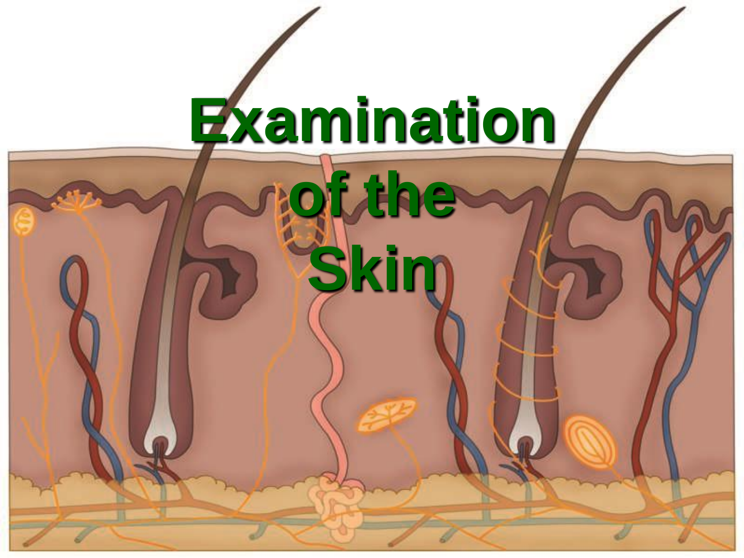# Examination of the Skin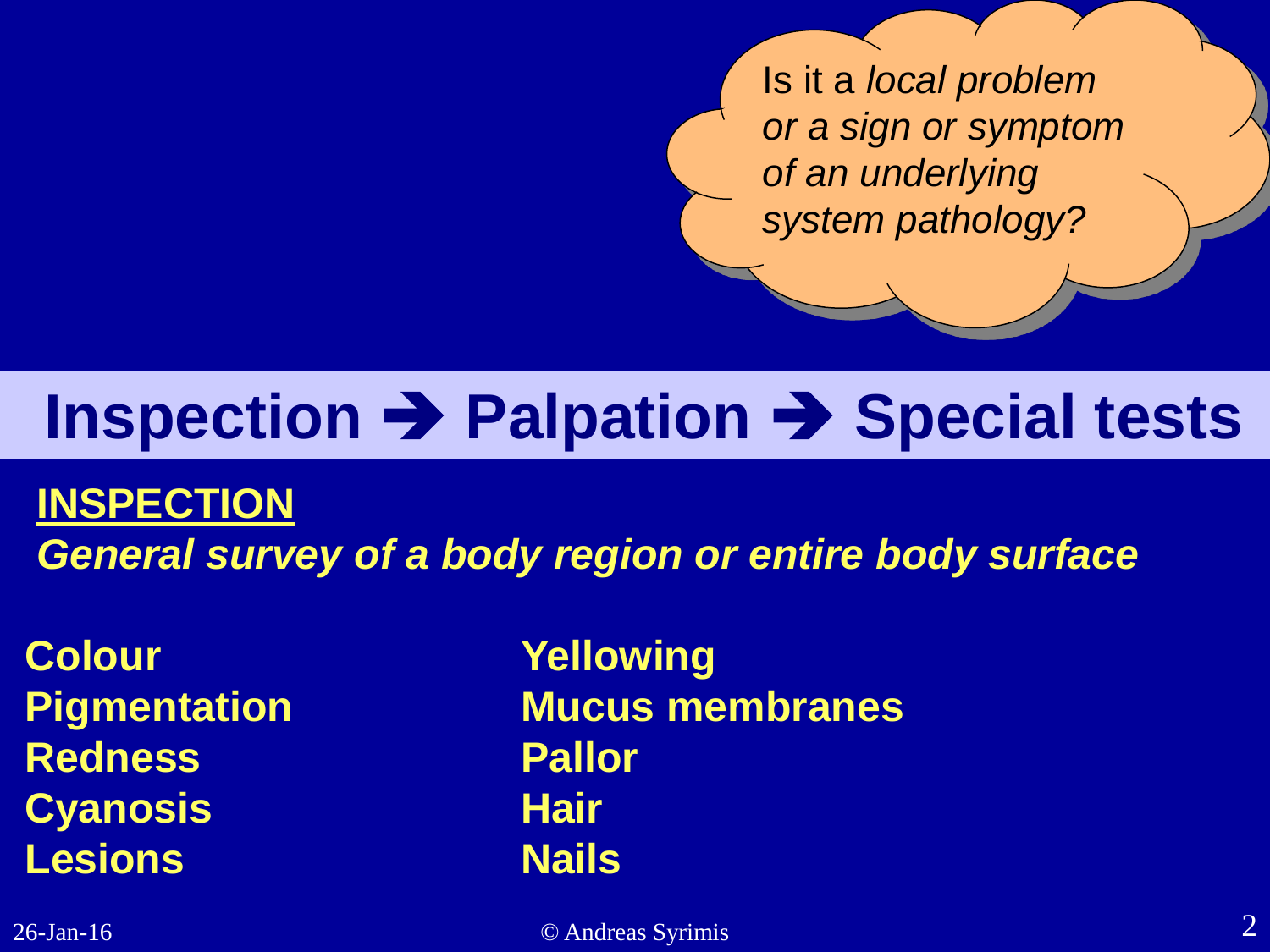*Is it a local problem or a sign or symptom of an underlying system pathology?*

# Inspection ➔ Palpation ➔ Special tests

## INSPECTION

***General survey of a body region or entire body surface***

- **Colour**
- **Pigmentation**
- **Redness**
- **Cyanosis**
- **Lesions**
- **Yellowing**
- **Mucus membranes**
- **Pallor**
- **Hair**
- **Nails**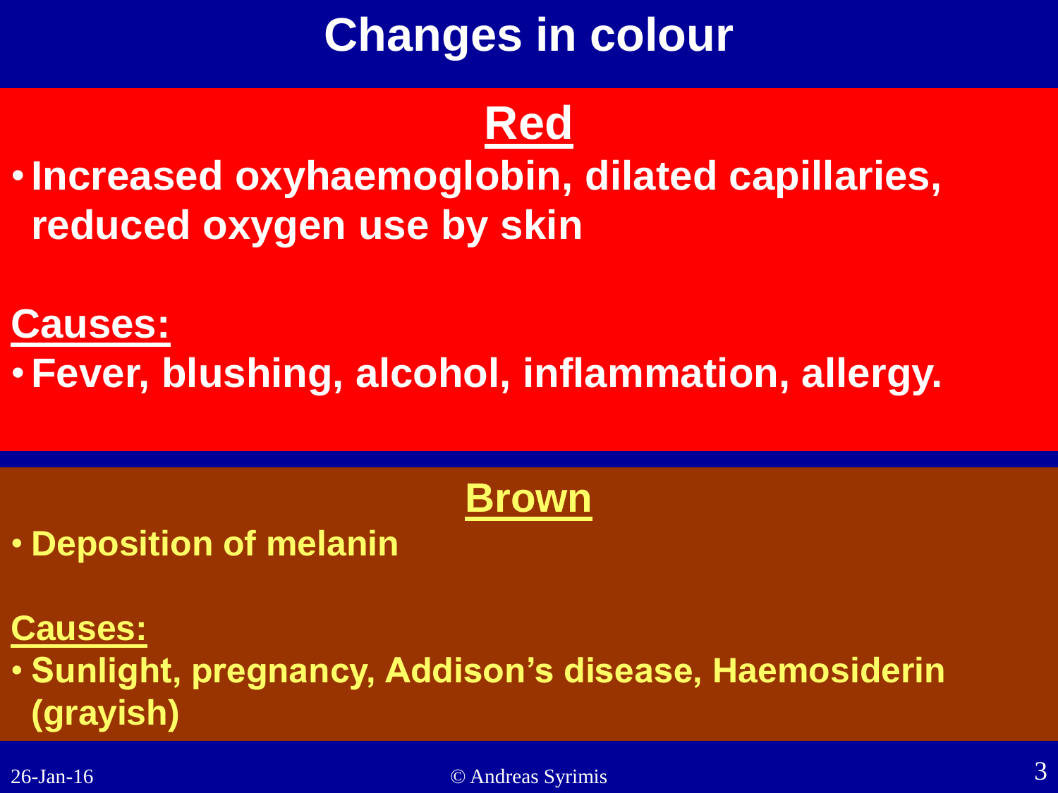# Changes in colour

## Red

- **Increased oxyhaemoglobin, dilated capillaries, reduced oxygen use by skin**

**Causes:**

- **Fever, blushing, alcohol, inflammation, allergy.**

## Brown

- **Deposition of melanin**

**Causes:**

- **Sunlight, pregnancy, Addison's disease, Haemosiderin (grayish)**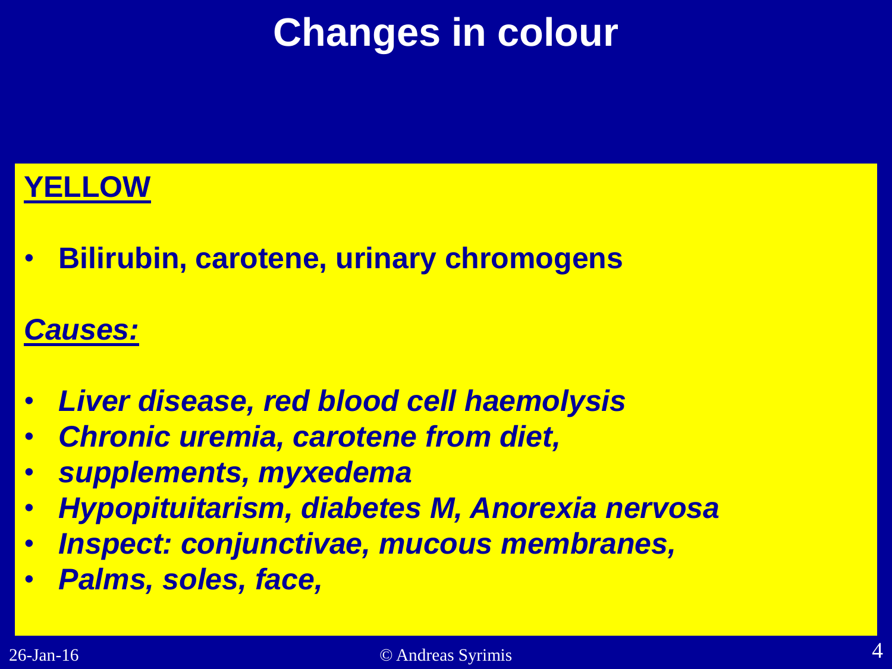# Changes in colour

**YELLOW**

- **Bilirubin, carotene, urinary chromogens**

***Causes:***

- ***Liver disease, red blood cell haemolysis***
- ***Chronic uremia, carotene from diet,***
- ***supplements, myxedema***
- ***Hypopituitarism, diabetes M, Anorexia nervosa***
- ***Inspect: conjunctivae, mucous membranes,***
- ***Palms, soles, face,***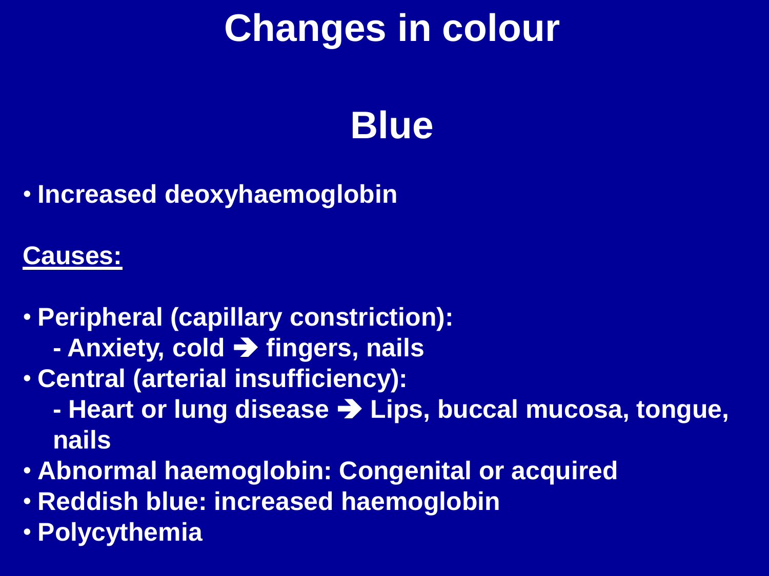# Changes in colour

## Blue

- Increased deoxyhaemoglobin

**Causes:**

- Peripheral (capillary constriction):
  - Anxiety, cold ➔ fingers, nails
- Central (arterial insufficiency):
  - Heart or lung disease ➔ Lips, buccal mucosa, tongue, nails
- Abnormal haemoglobin: Congenital or acquired
- Reddish blue: increased haemoglobin
- Polycythemia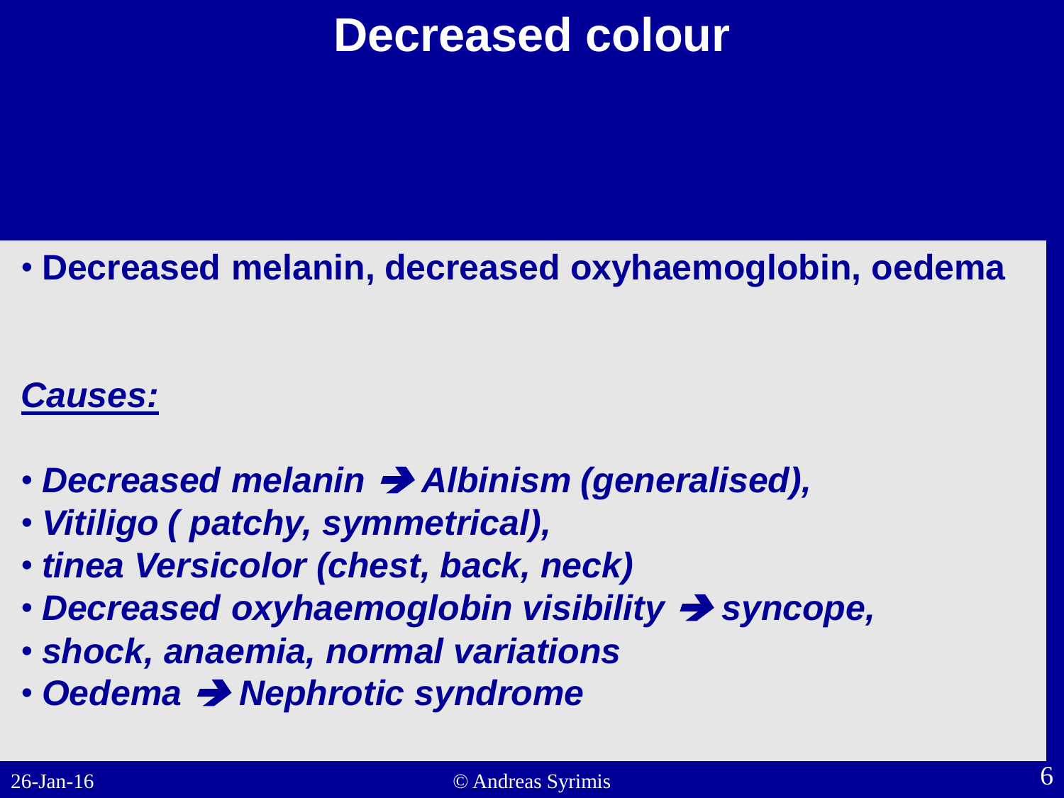# Decreased colour

- **Decreased melanin, decreased oxyhaemoglobin, oedema**

***Causes:***

- ***Decreased melanin ➔ Albinism (generalised),***
- ***Vitiligo ( patchy, symmetrical),***
- ***tinea Versicolor (chest, back, neck)***
- ***Decreased oxyhaemoglobin visibility ➔ syncope,***
- ***shock, anaemia, normal variations***
- ***Oedema ➔ Nephrotic syndrome***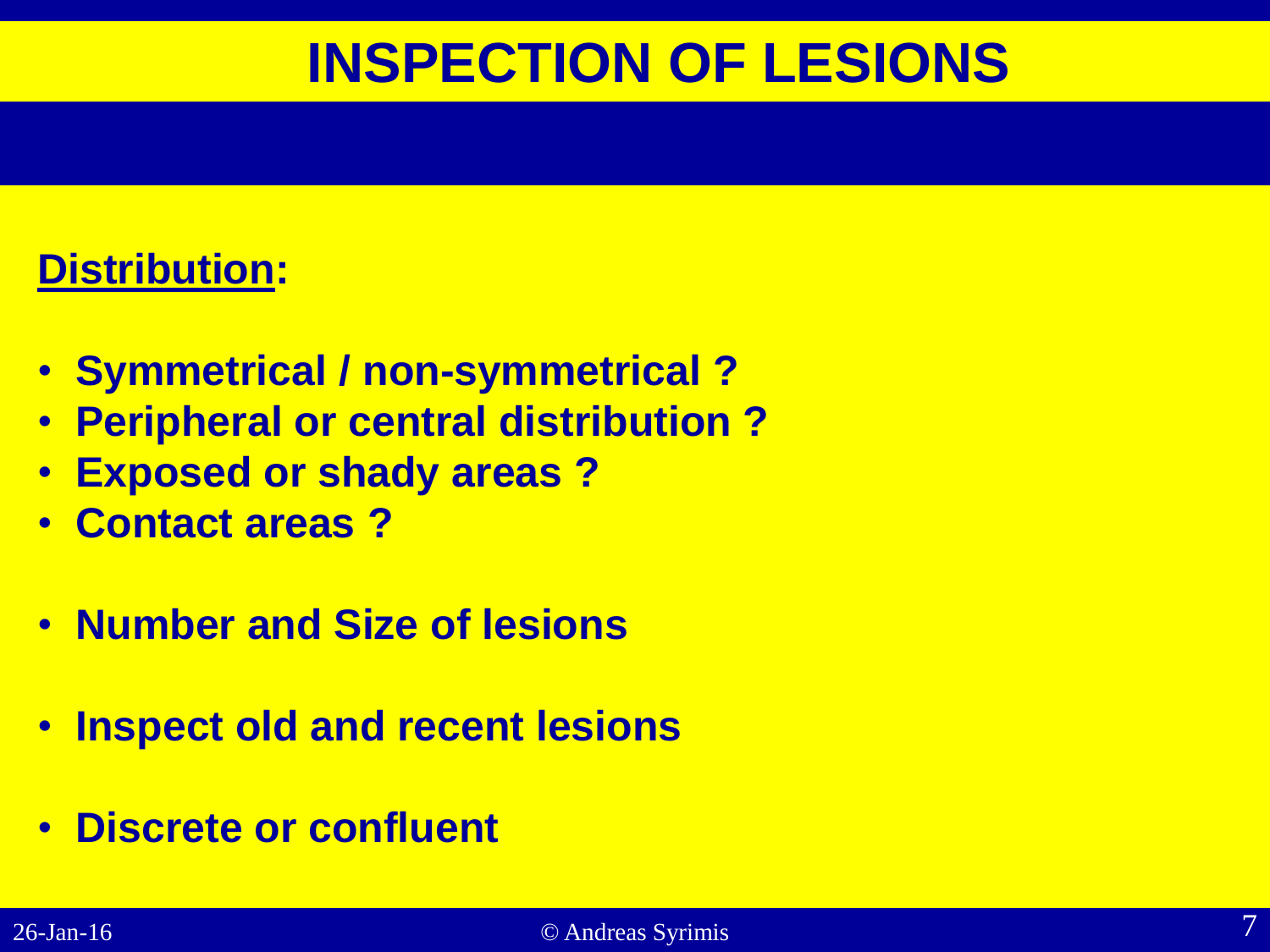# INSPECTION OF LESIONS

**<u>Distribution</u>:**

- **Symmetrical / non-symmetrical ?**
- **Peripheral or central distribution ?**
- **Exposed or shady areas ?**
- **Contact areas ?**

- **Number and Size of lesions**

- **Inspect old and recent lesions**

- **Discrete or confluent**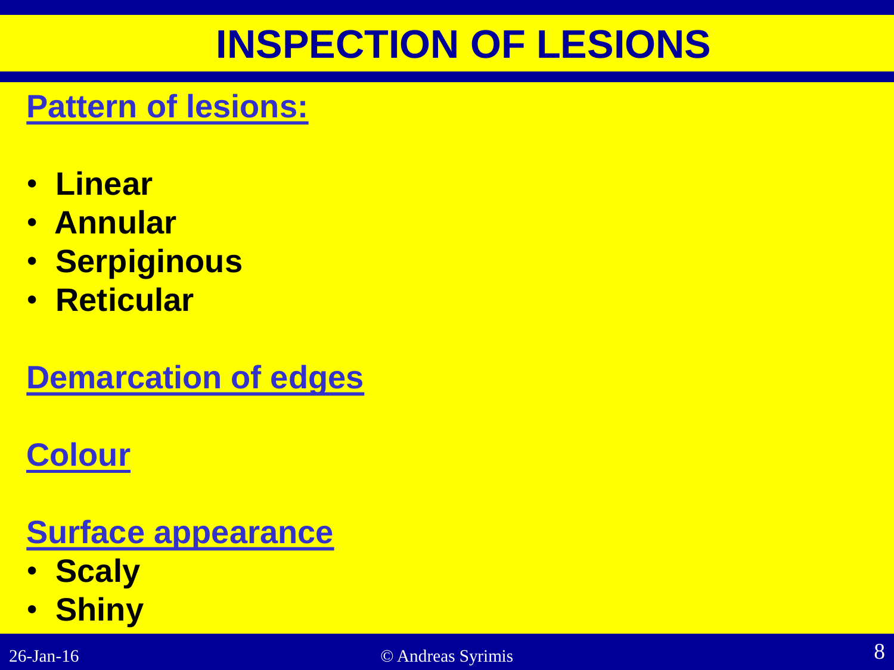# INSPECTION OF LESIONS

## Pattern of lesions:

- **Linear**
- **Annular**
- **Serpiginous**
- **Reticular**

## Demarcation of edges

## Colour

## Surface appearance

- **Scaly**
- **Shiny**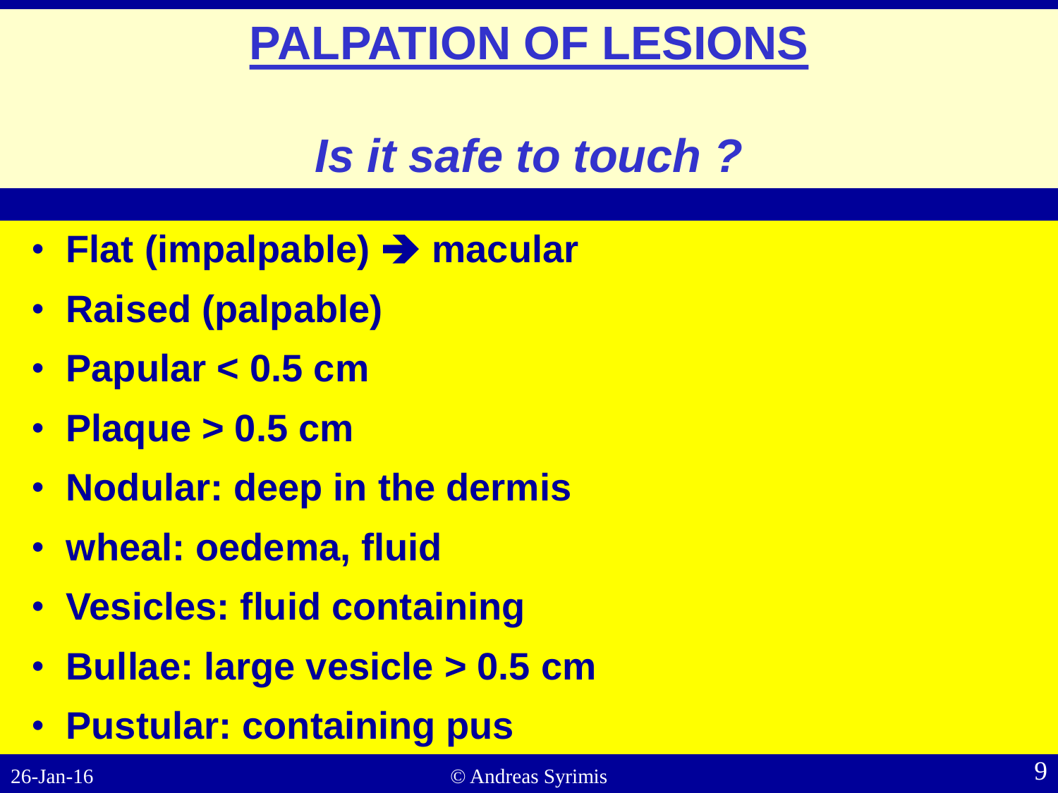# PALPATION OF LESIONS

## *Is it safe to touch ?*

- **Flat (impalpable) ➔ macular**
- **Raised (palpable)**
- **Papular < 0.5 cm**
- **Plaque > 0.5 cm**
- **Nodular: deep in the dermis**
- **wheal: oedema, fluid**
- **Vesicles: fluid containing**
- **Bullae: large vesicle > 0.5 cm**
- **Pustular: containing pus**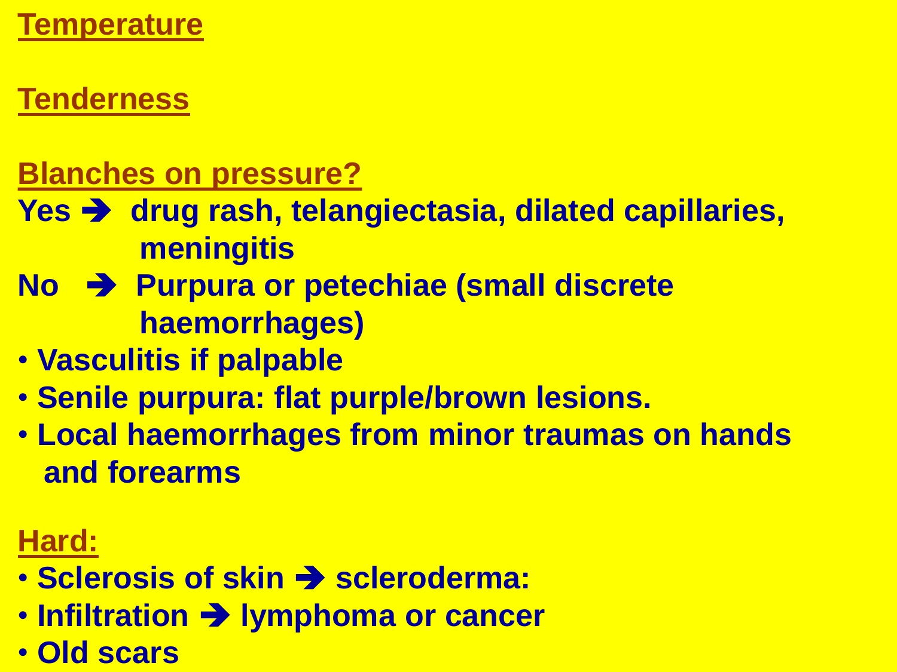**Temperature**

**Tenderness**

**Blanches on pressure?**

**Yes ➔ drug rash, telangiectasia, dilated capillaries, meningitis**

**No ➔ Purpura or petechiae (small discrete haemorrhages)**

- **Vasculitis if palpable**
- **Senile purpura: flat purple/brown lesions.**
- **Local haemorrhages from minor traumas on hands and forearms**

**Hard:**

- **Sclerosis of skin ➔ scleroderma:**
- **Infiltration ➔ lymphoma or cancer**
- **Old scars**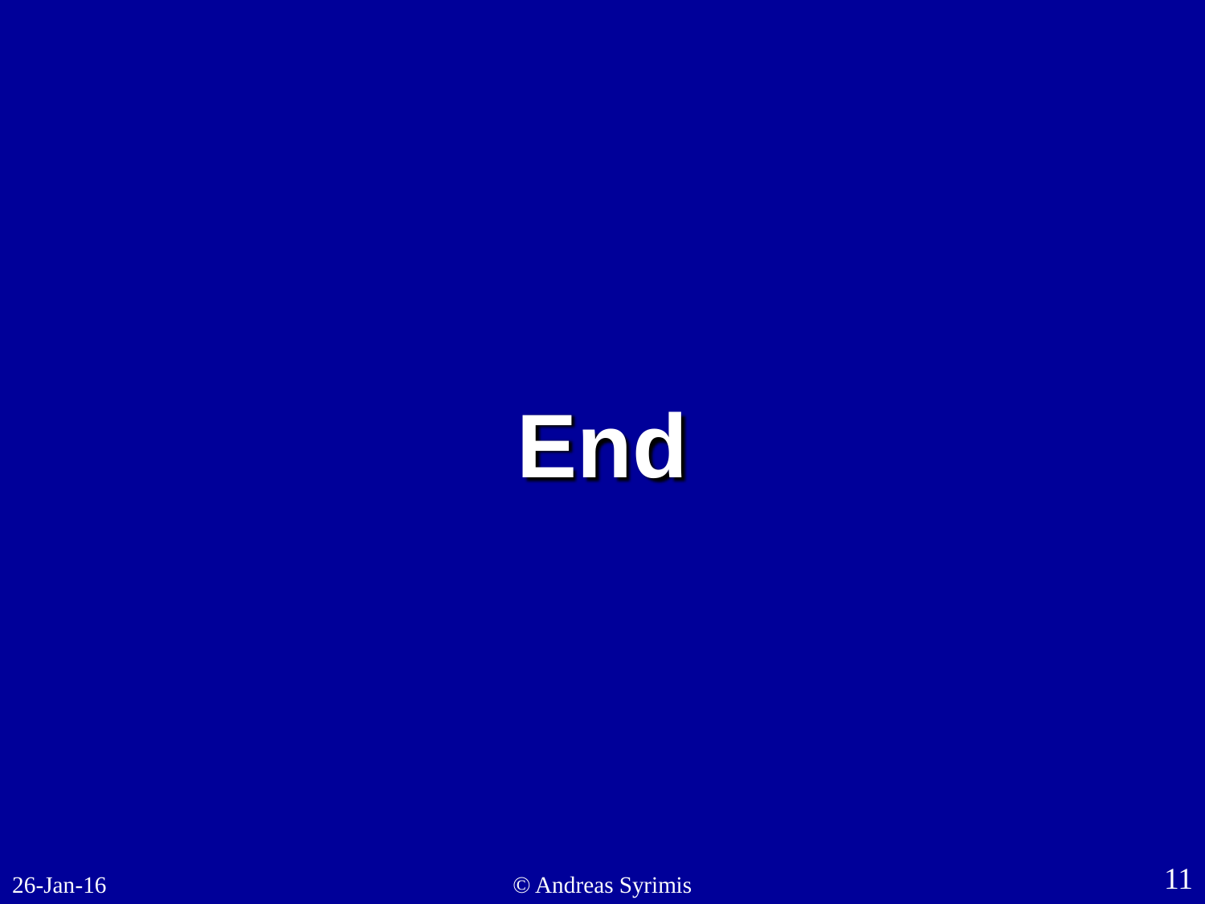# End